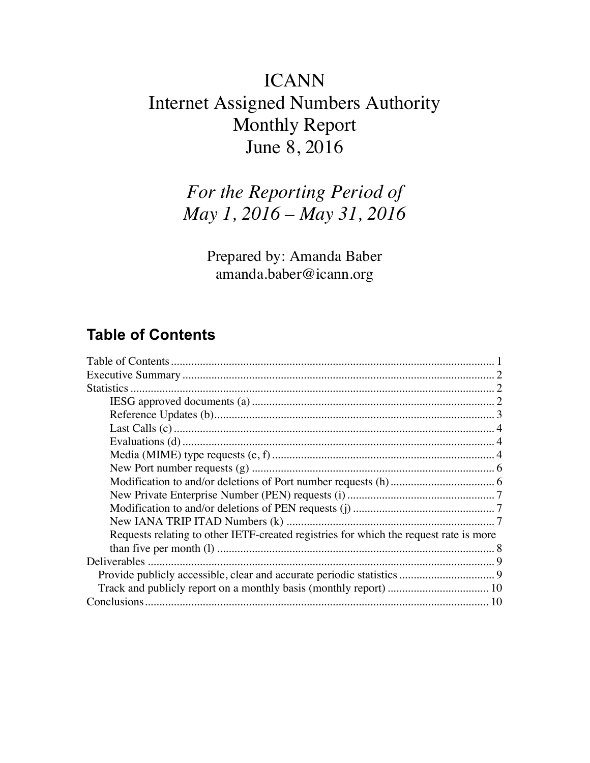# ICANN
# Internet Assigned Numbers Authority
# Monthly Report
# June 8, 2016

*For the Reporting Period of*
*May 1, 2016 – May 31, 2016*

Prepared by: Amanda Baber
amanda.baber@icann.org

## Table of Contents

Table of Contents ..... 1
Executive Summary ..... 2
Statistics ..... 2
- IESG approved documents (a) ..... 2
- Reference Updates (b) ..... 3
- Last Calls (c) ..... 4
- Evaluations (d) ..... 4
- Media (MIME) type requests (e, f) ..... 4
- New Port number requests (g) ..... 6
- Modification to and/or deletions of Port number requests (h) ..... 6
- New Private Enterprise Number (PEN) requests (i) ..... 7
- Modification to and/or deletions of PEN requests (j) ..... 7
- New IANA TRIP ITAD Numbers (k) ..... 7
- Requests relating to other IETF-created registries for which the request rate is more than five per month (l) ..... 8

Deliverables ..... 9
- Provide publicly accessible, clear and accurate periodic statistics ..... 9
- Track and publicly report on a monthly basis (monthly report) ..... 10

Conclusions ..... 10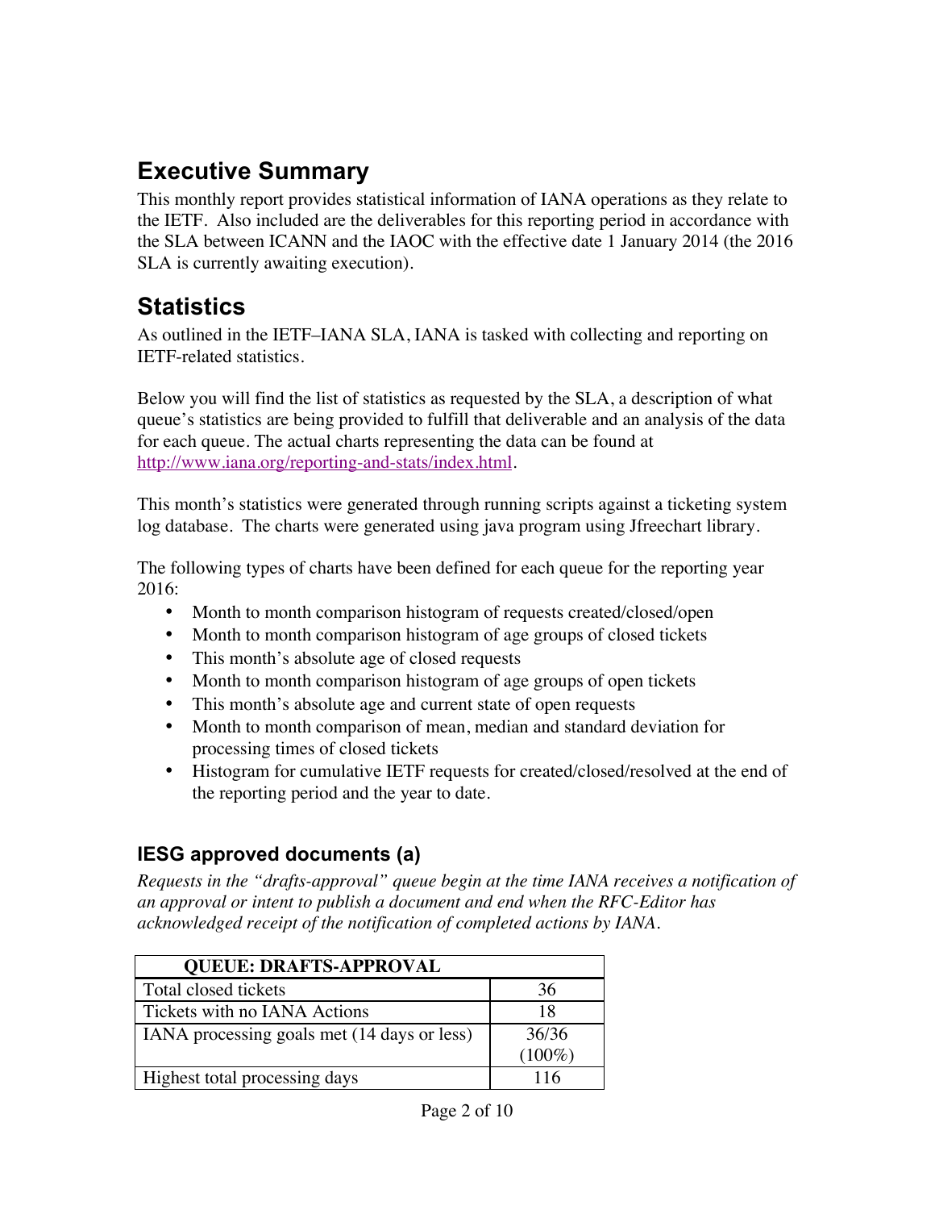# Executive Summary

This monthly report provides statistical information of IANA operations as they relate to the IETF. Also included are the deliverables for this reporting period in accordance with the SLA between ICANN and the IAOC with the effective date 1 January 2014 (the 2016 SLA is currently awaiting execution).

# Statistics

As outlined in the IETF–IANA SLA, IANA is tasked with collecting and reporting on IETF-related statistics.

Below you will find the list of statistics as requested by the SLA, a description of what queue's statistics are being provided to fulfill that deliverable and an analysis of the data for each queue. The actual charts representing the data can be found at http://www.iana.org/reporting-and-stats/index.html.

This month's statistics were generated through running scripts against a ticketing system log database. The charts were generated using java program using Jfreechart library.

The following types of charts have been defined for each queue for the reporting year 2016:

- Month to month comparison histogram of requests created/closed/open
- Month to month comparison histogram of age groups of closed tickets
- This month's absolute age of closed requests
- Month to month comparison histogram of age groups of open tickets
- This month's absolute age and current state of open requests
- Month to month comparison of mean, median and standard deviation for processing times of closed tickets
- Histogram for cumulative IETF requests for created/closed/resolved at the end of the reporting period and the year to date.

## IESG approved documents (a)

*Requests in the "drafts-approval" queue begin at the time IANA receives a notification of an approval or intent to publish a document and end when the RFC-Editor has acknowledged receipt of the notification of completed actions by IANA.*

| QUEUE: DRAFTS-APPROVAL | |
|---|---|
| Total closed tickets | 36 |
| Tickets with no IANA Actions | 18 |
| IANA processing goals met (14 days or less) | 36/36 (100%) |
| Highest total processing days | 116 |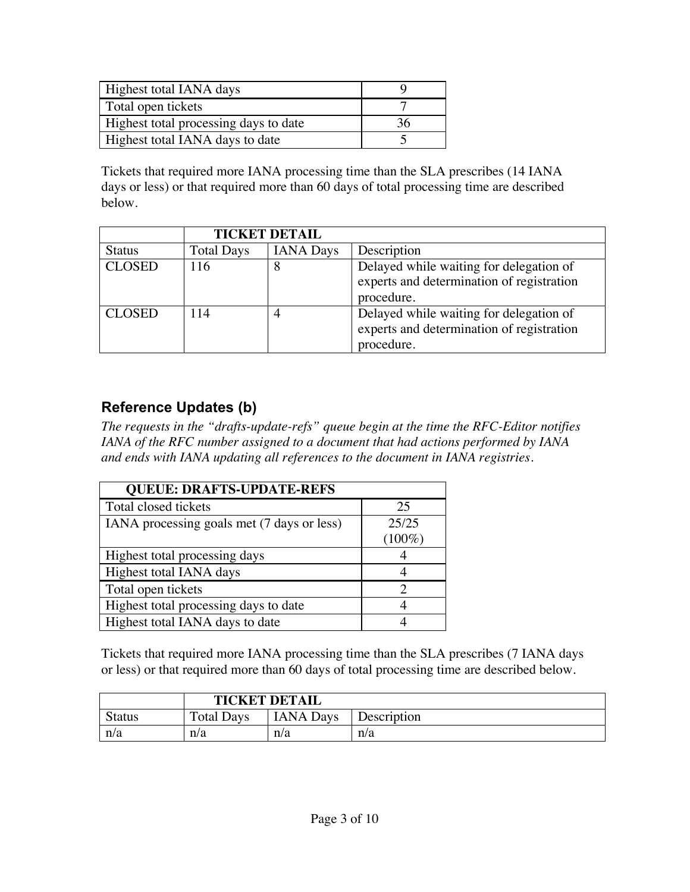| | |
|---|---|
| Highest total IANA days | 9 |
| Total open tickets | 7 |
| Highest total processing days to date | 36 |
| Highest total IANA days to date | 5 |

Tickets that required more IANA processing time than the SLA prescribes (14 IANA days or less) or that required more than 60 days of total processing time are described below.

| | TICKET DETAIL | | |
|---|---|---|---|
| Status | Total Days | IANA Days | Description |
| CLOSED | 116 | 8 | Delayed while waiting for delegation of experts and determination of registration procedure. |
| CLOSED | 114 | 4 | Delayed while waiting for delegation of experts and determination of registration procedure. |

## Reference Updates (b)

*The requests in the "drafts-update-refs" queue begin at the time the RFC-Editor notifies IANA of the RFC number assigned to a document that had actions performed by IANA and ends with IANA updating all references to the document in IANA registries.*

| QUEUE: DRAFTS-UPDATE-REFS | |
|---|---|
| Total closed tickets | 25 |
| IANA processing goals met (7 days or less) | 25/25 (100%) |
| Highest total processing days | 4 |
| Highest total IANA days | 4 |
| Total open tickets | 2 |
| Highest total processing days to date | 4 |
| Highest total IANA days to date | 4 |

Tickets that required more IANA processing time than the SLA prescribes (7 IANA days or less) or that required more than 60 days of total processing time are described below.

| | TICKET DETAIL | | |
|---|---|---|---|
| Status | Total Days | IANA Days | Description |
| n/a | n/a | n/a | n/a |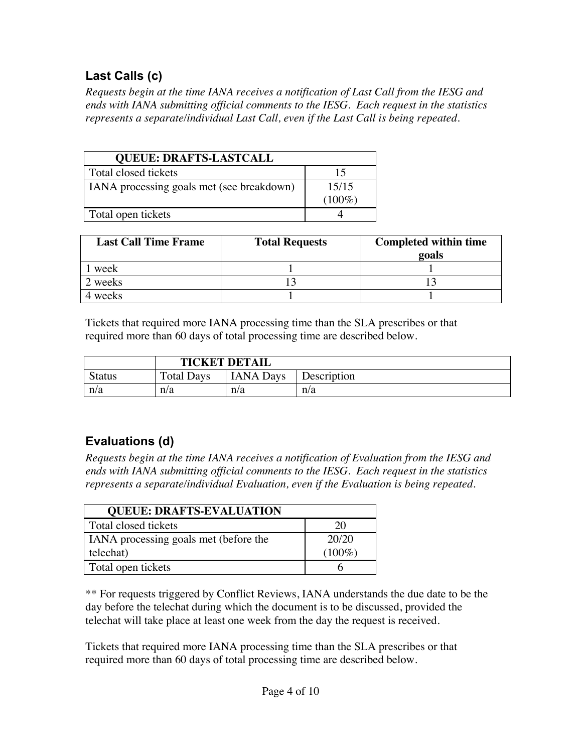## Last Calls (c)

*Requests begin at the time IANA receives a notification of Last Call from the IESG and ends with IANA submitting official comments to the IESG. Each request in the statistics represents a separate/individual Last Call, even if the Last Call is being repeated.*

| QUEUE: DRAFTS-LASTCALL | |
|---|---|
| Total closed tickets | 15 |
| IANA processing goals met (see breakdown) | 15/15 (100%) |
| Total open tickets | 4 |

| Last Call Time Frame | Total Requests | Completed within time goals |
|---|---|---|
| 1 week | 1 | 1 |
| 2 weeks | 13 | 13 |
| 4 weeks | 1 | 1 |

Tickets that required more IANA processing time than the SLA prescribes or that required more than 60 days of total processing time are described below.

| | TICKET DETAIL | | |
|---|---|---|---|
| Status | Total Days | IANA Days | Description |
| n/a | n/a | n/a | n/a |

## Evaluations (d)

*Requests begin at the time IANA receives a notification of Evaluation from the IESG and ends with IANA submitting official comments to the IESG. Each request in the statistics represents a separate/individual Evaluation, even if the Evaluation is being repeated.*

| QUEUE: DRAFTS-EVALUATION | |
|---|---|
| Total closed tickets | 20 |
| IANA processing goals met (before the telechat) | 20/20 (100%) |
| Total open tickets | 6 |

** For requests triggered by Conflict Reviews, IANA understands the due date to be the day before the telechat during which the document is to be discussed, provided the telechat will take place at least one week from the day the request is received.

Tickets that required more IANA processing time than the SLA prescribes or that required more than 60 days of total processing time are described below.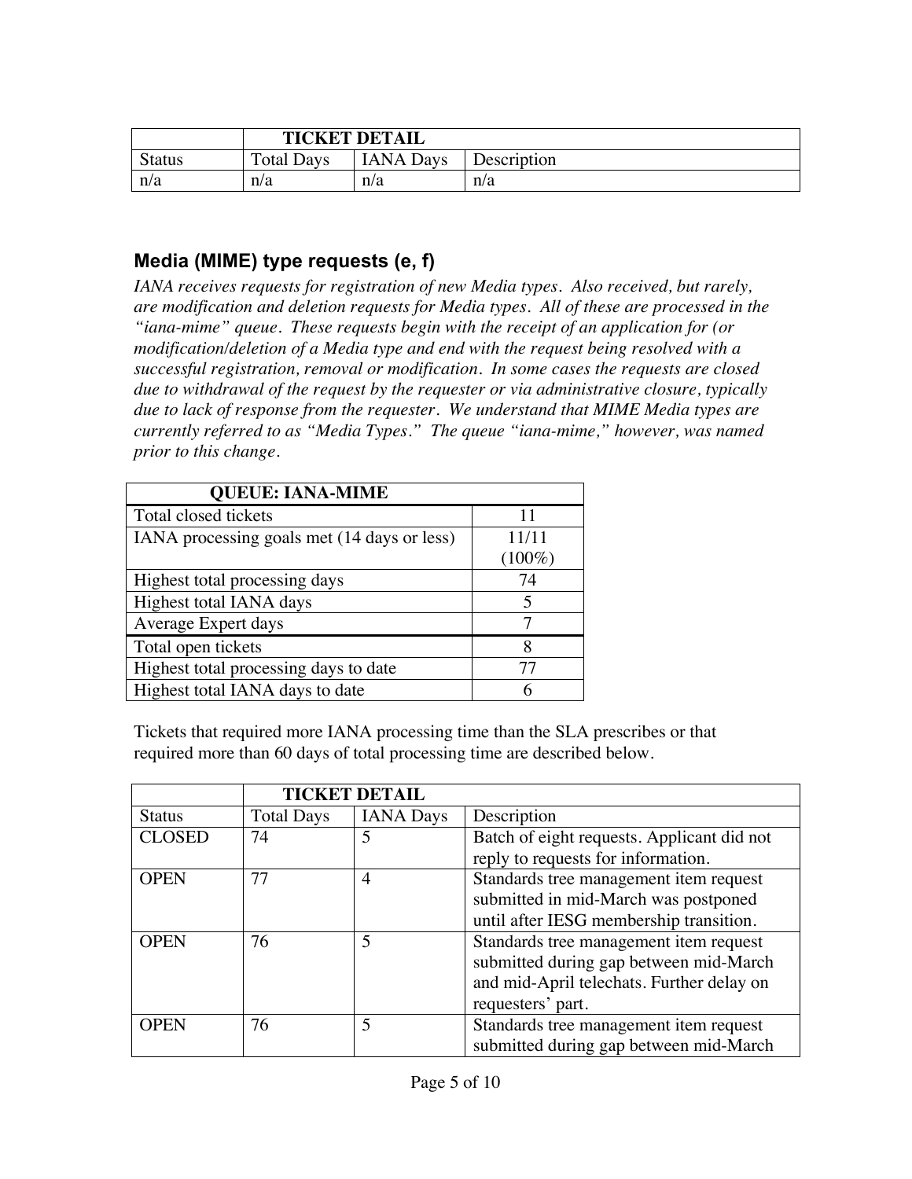| | TICKET DETAIL | | |
|---|---|---|---|
| Status | Total Days | IANA Days | Description |
| n/a | n/a | n/a | n/a |

## Media (MIME) type requests (e, f)

*IANA receives requests for registration of new Media types. Also received, but rarely, are modification and deletion requests for Media types. All of these are processed in the "iana-mime" queue. These requests begin with the receipt of an application for (or modification/deletion of a Media type and end with the request being resolved with a successful registration, removal or modification. In some cases the requests are closed due to withdrawal of the request by the requester or via administrative closure, typically due to lack of response from the requester. We understand that MIME Media types are currently referred to as "Media Types." The queue "iana-mime," however, was named prior to this change.*

| QUEUE: IANA-MIME | |
|---|---|
| Total closed tickets | 11 |
| IANA processing goals met (14 days or less) | 11/11 (100%) |
| Highest total processing days | 74 |
| Highest total IANA days | 5 |
| Average Expert days | 7 |
| Total open tickets | 8 |
| Highest total processing days to date | 77 |
| Highest total IANA days to date | 6 |

Tickets that required more IANA processing time than the SLA prescribes or that required more than 60 days of total processing time are described below.

| | TICKET DETAIL | | |
|---|---|---|---|
| Status | Total Days | IANA Days | Description |
| CLOSED | 74 | 5 | Batch of eight requests. Applicant did not reply to requests for information. |
| OPEN | 77 | 4 | Standards tree management item request submitted in mid-March was postponed until after IESG membership transition. |
| OPEN | 76 | 5 | Standards tree management item request submitted during gap between mid-March and mid-April telechats. Further delay on requesters' part. |
| OPEN | 76 | 5 | Standards tree management item request submitted during gap between mid-March |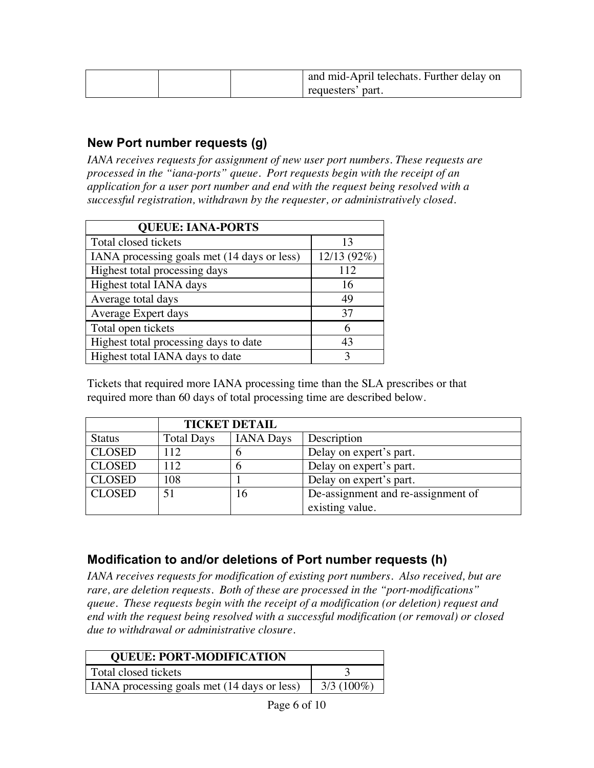| | | | and mid-April telechats. Further delay on requesters' part. |
|---|---|---|---|

## New Port number requests (g)

*IANA receives requests for assignment of new user port numbers. These requests are processed in the "iana-ports" queue. Port requests begin with the receipt of an application for a user port number and end with the request being resolved with a successful registration, withdrawn by the requester, or administratively closed.*

| QUEUE: IANA-PORTS | |
|---|---|
| Total closed tickets | 13 |
| IANA processing goals met (14 days or less) | 12/13 (92%) |
| Highest total processing days | 112 |
| Highest total IANA days | 16 |
| Average total days | 49 |
| Average Expert days | 37 |
| Total open tickets | 6 |
| Highest total processing days to date | 43 |
| Highest total IANA days to date | 3 |

Tickets that required more IANA processing time than the SLA prescribes or that required more than 60 days of total processing time are described below.

| | TICKET DETAIL | | |
|---|---|---|---|
| Status | Total Days | IANA Days | Description |
| CLOSED | 112 | 6 | Delay on expert's part. |
| CLOSED | 112 | 6 | Delay on expert's part. |
| CLOSED | 108 | 1 | Delay on expert's part. |
| CLOSED | 51 | 16 | De-assignment and re-assignment of existing value. |

## Modification to and/or deletions of Port number requests (h)

*IANA receives requests for modification of existing port numbers. Also received, but are rare, are deletion requests. Both of these are processed in the "port-modifications" queue. These requests begin with the receipt of a modification (or deletion) request and end with the request being resolved with a successful modification (or removal) or closed due to withdrawal or administrative closure.*

| QUEUE: PORT-MODIFICATION | |
|---|---|
| Total closed tickets | 3 |
| IANA processing goals met (14 days or less) | 3/3 (100%) |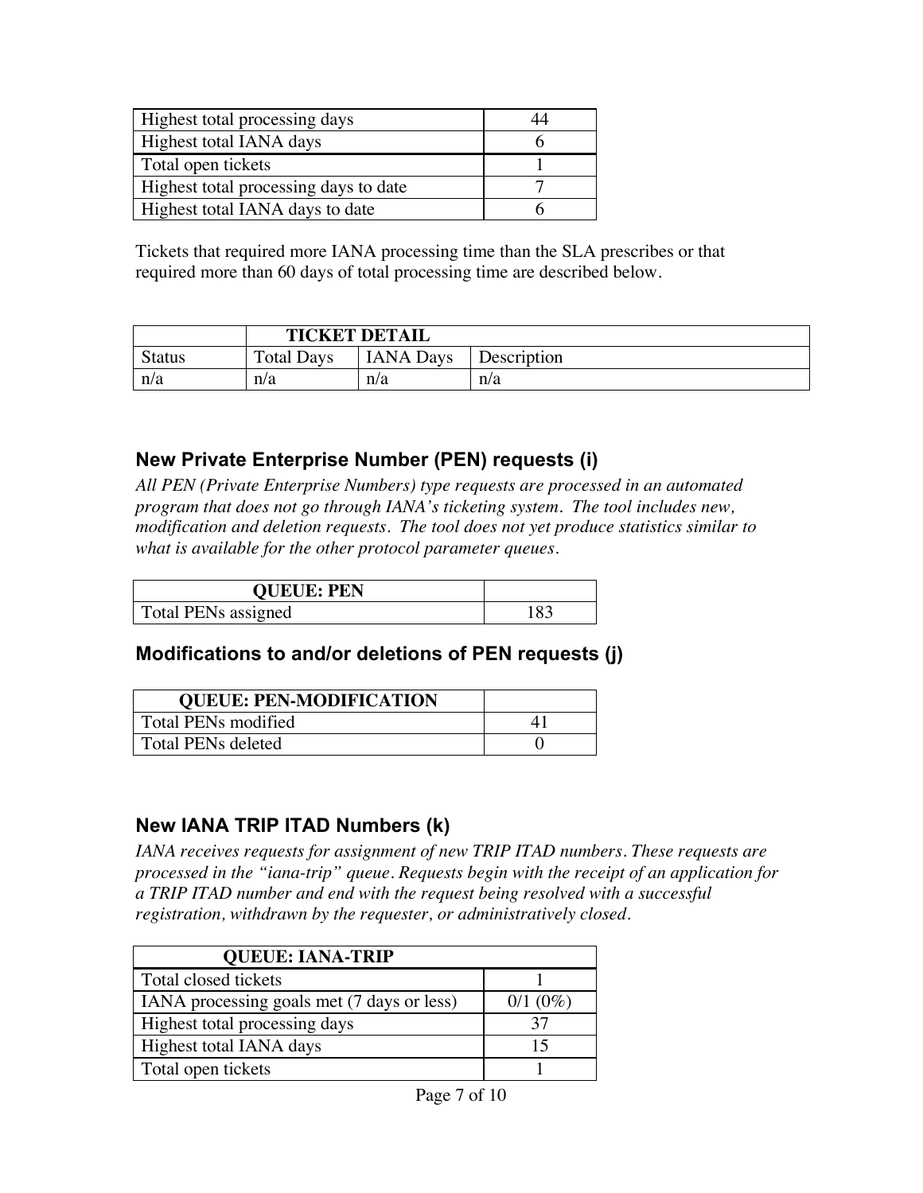| | |
|---|---|
| Highest total processing days | 44 |
| Highest total IANA days | 6 |
| Total open tickets | 1 |
| Highest total processing days to date | 7 |
| Highest total IANA days to date | 6 |

Tickets that required more IANA processing time than the SLA prescribes or that required more than 60 days of total processing time are described below.

| | TICKET DETAIL | | |
|---|---|---|---|
| Status | Total Days | IANA Days | Description |
| n/a | n/a | n/a | n/a |

### New Private Enterprise Number (PEN) requests (i)

*All PEN (Private Enterprise Numbers) type requests are processed in an automated program that does not go through IANA's ticketing system. The tool includes new, modification and deletion requests. The tool does not yet produce statistics similar to what is available for the other protocol parameter queues.*

| QUEUE: PEN | |
|---|---|
| Total PENs assigned | 183 |

### Modifications to and/or deletions of PEN requests (j)

| QUEUE: PEN-MODIFICATION | |
|---|---|
| Total PENs modified | 41 |
| Total PENs deleted | 0 |

### New IANA TRIP ITAD Numbers (k)

*IANA receives requests for assignment of new TRIP ITAD numbers. These requests are processed in the "iana-trip" queue. Requests begin with the receipt of an application for a TRIP ITAD number and end with the request being resolved with a successful registration, withdrawn by the requester, or administratively closed.*

| QUEUE: IANA-TRIP | |
|---|---|
| Total closed tickets | 1 |
| IANA processing goals met (7 days or less) | 0/1 (0%) |
| Highest total processing days | 37 |
| Highest total IANA days | 15 |
| Total open tickets | 1 |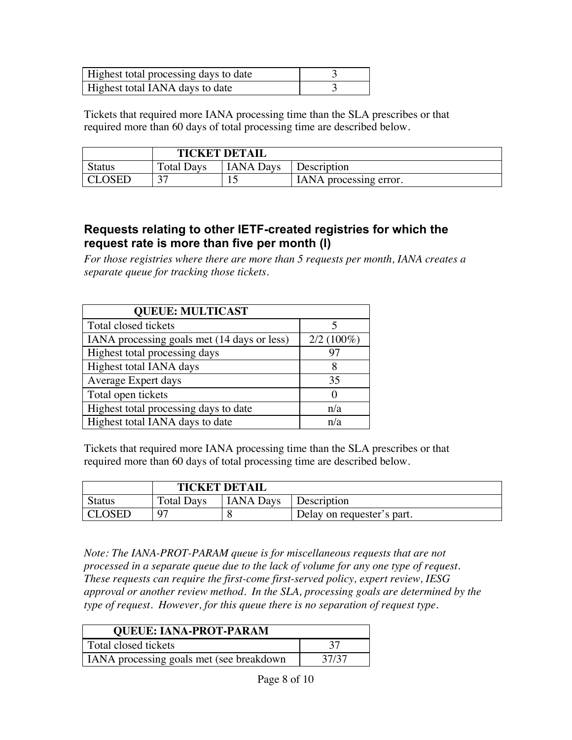| Highest total processing days to date | 3 |
|---|---|
| Highest total IANA days to date | 3 |

Tickets that required more IANA processing time than the SLA prescribes or that required more than 60 days of total processing time are described below.

| | TICKET DETAIL | | |
|---|---|---|---|
| Status | Total Days | IANA Days | Description |
| CLOSED | 37 | 15 | IANA processing error. |

## Requests relating to other IETF-created registries for which the request rate is more than five per month (I)

*For those registries where there are more than 5 requests per month, IANA creates a separate queue for tracking those tickets.*

| QUEUE: MULTICAST | |
|---|---|
| Total closed tickets | 5 |
| IANA processing goals met (14 days or less) | 2/2 (100%) |
| Highest total processing days | 97 |
| Highest total IANA days | 8 |
| Average Expert days | 35 |
| Total open tickets | 0 |
| Highest total processing days to date | n/a |
| Highest total IANA days to date | n/a |

Tickets that required more IANA processing time than the SLA prescribes or that required more than 60 days of total processing time are described below.

| | TICKET DETAIL | | |
|---|---|---|---|
| Status | Total Days | IANA Days | Description |
| CLOSED | 97 | 8 | Delay on requester's part. |

*Note: The IANA-PROT-PARAM queue is for miscellaneous requests that are not processed in a separate queue due to the lack of volume for any one type of request. These requests can require the first-come first-served policy, expert review, IESG approval or another review method. In the SLA, processing goals are determined by the type of request. However, for this queue there is no separation of request type.*

| QUEUE: IANA-PROT-PARAM | |
|---|---|
| Total closed tickets | 37 |
| IANA processing goals met (see breakdown | 37/37 |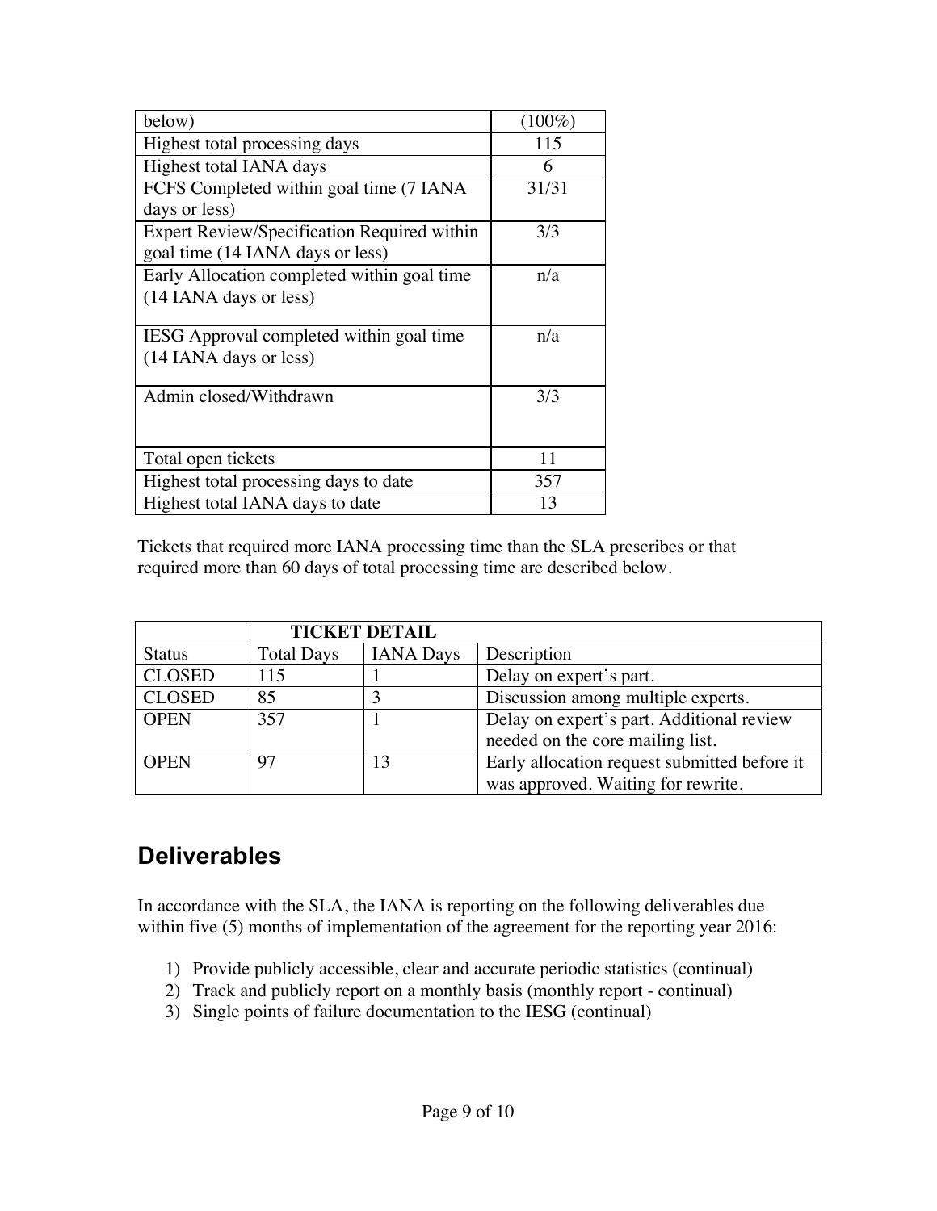| below) | (100%) |
|---|---|
| Highest total processing days | 115 |
| Highest total IANA days | 6 |
| FCFS Completed within goal time (7 IANA days or less) | 31/31 |
| Expert Review/Specification Required within goal time (14 IANA days or less) | 3/3 |
| Early Allocation completed within goal time (14 IANA days or less) | n/a |
| IESG Approval completed within goal time (14 IANA days or less) | n/a |
| Admin closed/Withdrawn | 3/3 |
| Total open tickets | 11 |
| Highest total processing days to date | 357 |
| Highest total IANA days to date | 13 |

Tickets that required more IANA processing time than the SLA prescribes or that required more than 60 days of total processing time are described below.

| | TICKET DETAIL | | |
|---|---|---|---|
| Status | Total Days | IANA Days | Description |
| CLOSED | 115 | 1 | Delay on expert's part. |
| CLOSED | 85 | 3 | Discussion among multiple experts. |
| OPEN | 357 | 1 | Delay on expert's part. Additional review needed on the core mailing list. |
| OPEN | 97 | 13 | Early allocation request submitted before it was approved. Waiting for rewrite. |

## Deliverables

In accordance with the SLA, the IANA is reporting on the following deliverables due within five (5) months of implementation of the agreement for the reporting year 2016:

1) Provide publicly accessible, clear and accurate periodic statistics (continual)
2) Track and publicly report on a monthly basis (monthly report - continual)
3) Single points of failure documentation to the IESG (continual)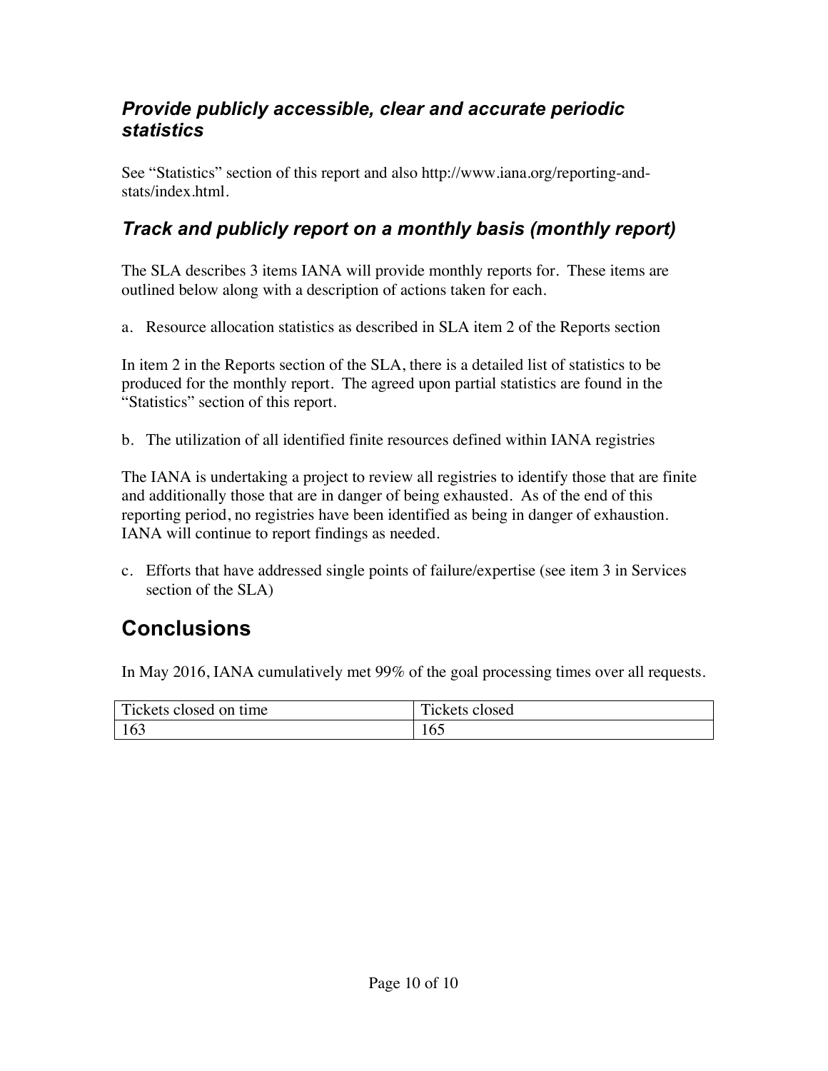### *Provide publicly accessible, clear and accurate periodic statistics*

See "Statistics" section of this report and also http://www.iana.org/reporting-and-stats/index.html.

### *Track and publicly report on a monthly basis (monthly report)*

The SLA describes 3 items IANA will provide monthly reports for. These items are outlined below along with a description of actions taken for each.

a. Resource allocation statistics as described in SLA item 2 of the Reports section

In item 2 in the Reports section of the SLA, there is a detailed list of statistics to be produced for the monthly report. The agreed upon partial statistics are found in the "Statistics" section of this report.

b. The utilization of all identified finite resources defined within IANA registries

The IANA is undertaking a project to review all registries to identify those that are finite and additionally those that are in danger of being exhausted. As of the end of this reporting period, no registries have been identified as being in danger of exhaustion. IANA will continue to report findings as needed.

c. Efforts that have addressed single points of failure/expertise (see item 3 in Services section of the SLA)

## Conclusions

In May 2016, IANA cumulatively met 99% of the goal processing times over all requests.

| Tickets closed on time | Tickets closed |
|---|---|
| 163 | 165 |